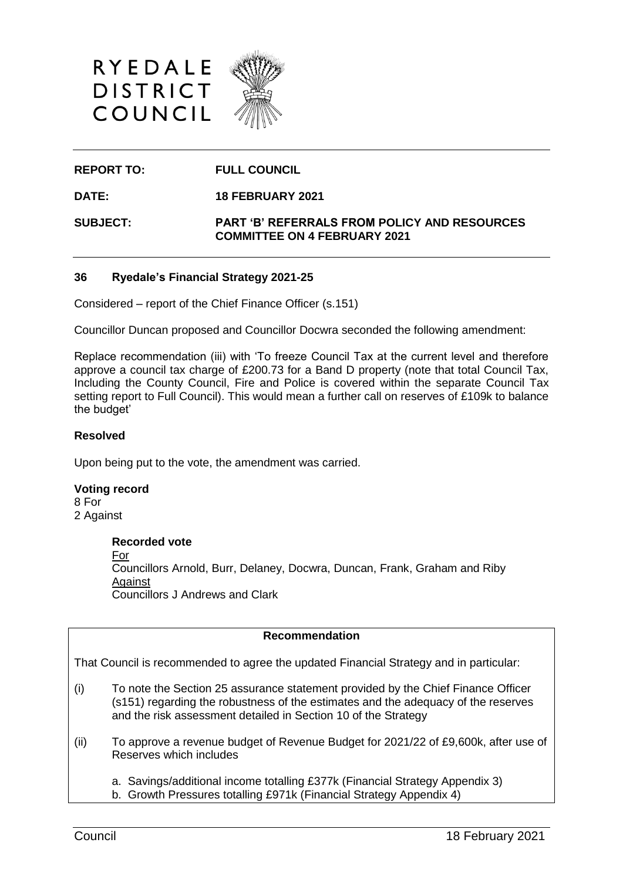RYEDALE DISTRICT COUNCIL

**REPORT TO:** **FULL COUNCIL**

**DATE:** **18 FEBRUARY 2021**

**SUBJECT:** **PART 'B' REFERRALS FROM POLICY AND RESOURCES COMMITTEE ON 4 FEBRUARY 2021**

## 36 Ryedale's Financial Strategy 2021-25

Considered – report of the Chief Finance Officer (s.151)

Councillor Duncan proposed and Councillor Docwra seconded the following amendment:

Replace recommendation (iii) with 'To freeze Council Tax at the current level and therefore approve a council tax charge of £200.73 for a Band D property (note that total Council Tax, Including the County Council, Fire and Police is covered within the separate Council Tax setting report to Full Council). This would mean a further call on reserves of £109k to balance the budget'

**Resolved**

Upon being put to the vote, the amendment was carried.

**Voting record**
8 For
2 Against

**Recorded vote**
For
Councillors Arnold, Burr, Delaney, Docwra, Duncan, Frank, Graham and Riby
Against
Councillors J Andrews and Clark

**Recommendation**

That Council is recommended to agree the updated Financial Strategy and in particular:

(i) To note the Section 25 assurance statement provided by the Chief Finance Officer (s151) regarding the robustness of the estimates and the adequacy of the reserves and the risk assessment detailed in Section 10 of the Strategy

(ii) To approve a revenue budget of Revenue Budget for 2021/22 of £9,600k, after use of Reserves which includes

a. Savings/additional income totalling £377k (Financial Strategy Appendix 3)
b. Growth Pressures totalling £971k (Financial Strategy Appendix 4)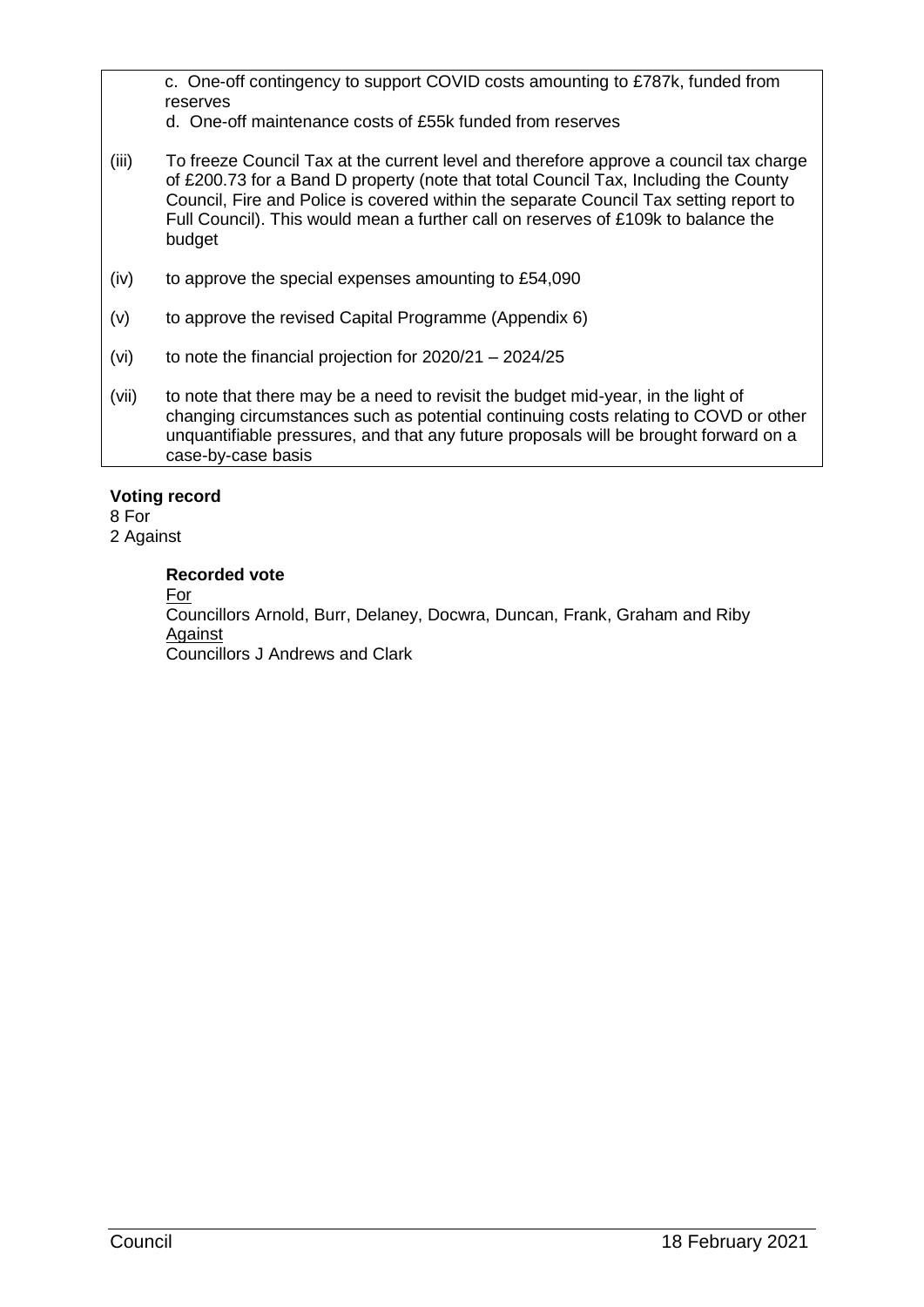c. One-off contingency to support COVID costs amounting to £787k, funded from reserves

d. One-off maintenance costs of £55k funded from reserves

(iii) To freeze Council Tax at the current level and therefore approve a council tax charge of £200.73 for a Band D property (note that total Council Tax, Including the County Council, Fire and Police is covered within the separate Council Tax setting report to Full Council). This would mean a further call on reserves of £109k to balance the budget

(iv) to approve the special expenses amounting to £54,090

(v) to approve the revised Capital Programme (Appendix 6)

(vi) to note the financial projection for 2020/21 – 2024/25

(vii) to note that there may be a need to revisit the budget mid-year, in the light of changing circumstances such as potential continuing costs relating to COVD or other unquantifiable pressures, and that any future proposals will be brought forward on a case-by-case basis

**Voting record**

8 For
2 Against

**Recorded vote**

For
Councillors Arnold, Burr, Delaney, Docwra, Duncan, Frank, Graham and Riby

Against
Councillors J Andrews and Clark